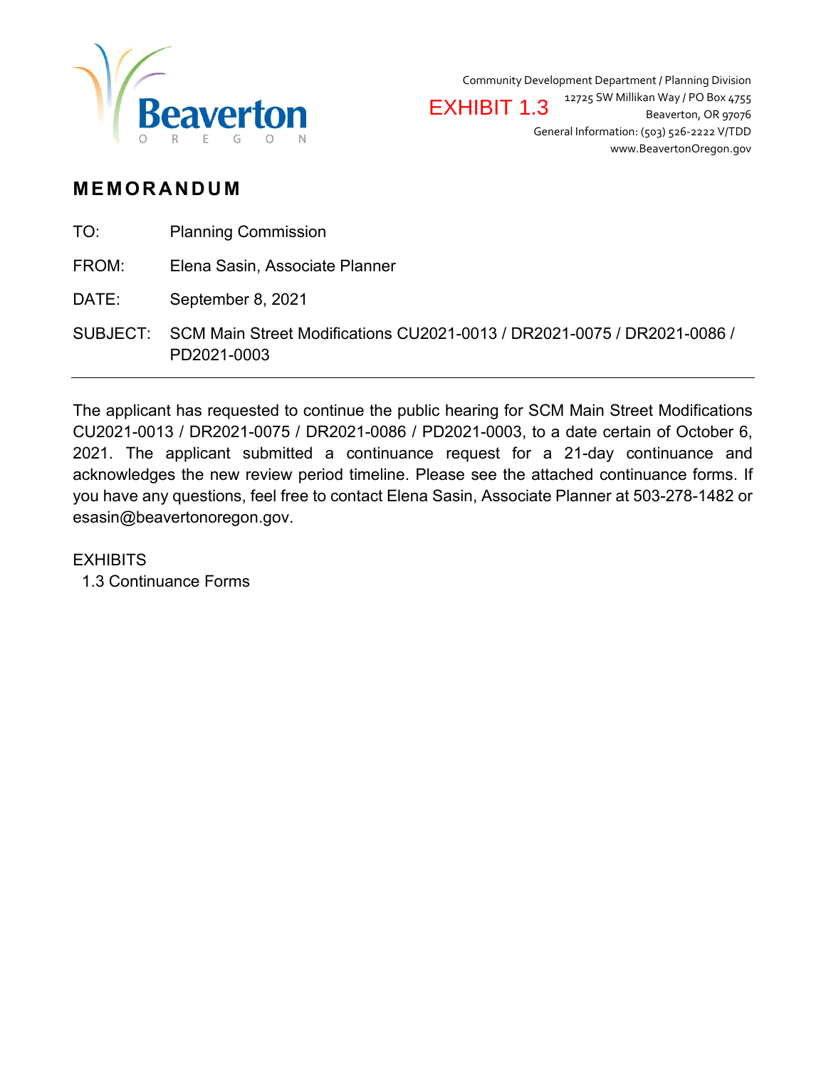Beaverton
OREGON

EXHIBIT 1.3

Community Development Department / Planning Division
12725 SW Millikan Way / PO Box 4755
Beaverton, OR 97076
General Information: (503) 526-2222 V/TDD
www.BeavertonOregon.gov

# MEMORANDUM

| | |
|---|---|
| TO: | Planning Commission |
| FROM: | Elena Sasin, Associate Planner |
| DATE: | September 8, 2021 |
| SUBJECT: | SCM Main Street Modifications CU2021-0013 / DR2021-0075 / DR2021-0086 / PD2021-0003 |

---

The applicant has requested to continue the public hearing for SCM Main Street Modifications CU2021-0013 / DR2021-0075 / DR2021-0086 / PD2021-0003, to a date certain of October 6, 2021. The applicant submitted a continuance request for a 21-day continuance and acknowledges the new review period timeline. Please see the attached continuance forms. If you have any questions, feel free to contact Elena Sasin, Associate Planner at 503-278-1482 or esasin@beavertonoregon.gov.

EXHIBITS
1.3 Continuance Forms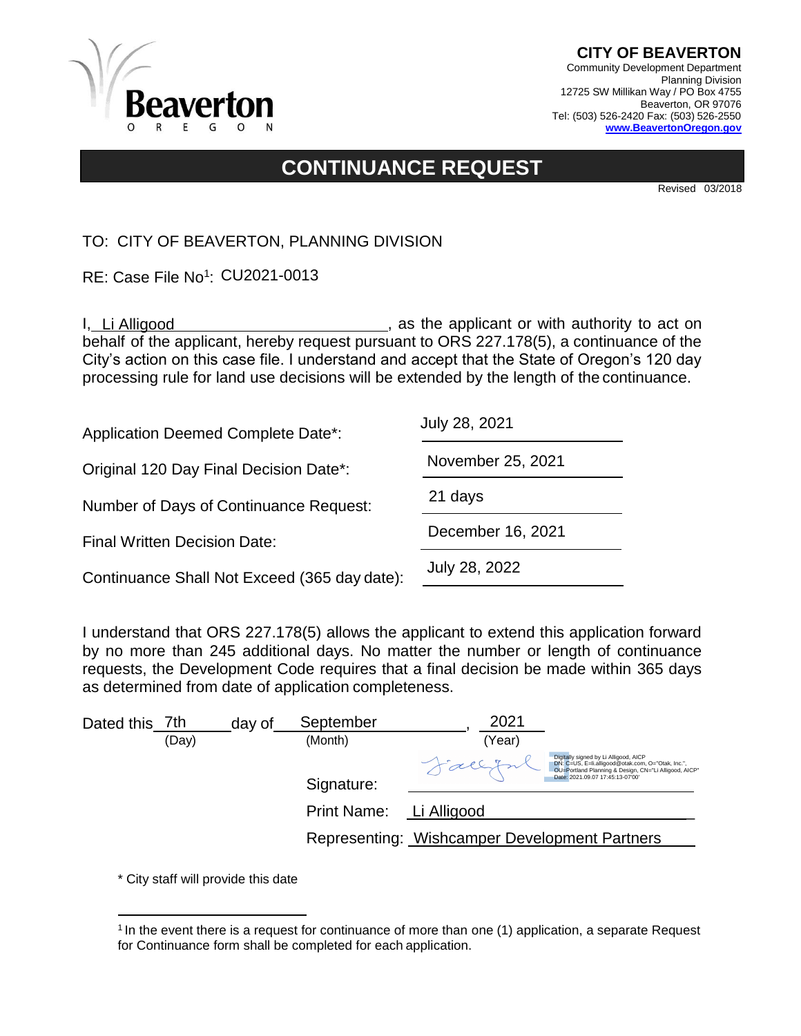**CITY OF BEAVERTON**
Community Development Department
Planning Division
12725 SW Millikan Way / PO Box 4755
Beaverton, OR 97076
Tel: (503) 526-2420 Fax: (503) 526-2550
**www.BeavertonOregon.gov**

# CONTINUANCE REQUEST

Revised 03/2018

TO: CITY OF BEAVERTON, PLANNING DIVISION

RE: Case File No[1]: CU2021-0013

I, Li Alligood, as the applicant or with authority to act on behalf of the applicant, hereby request pursuant to ORS 227.178(5), a continuance of the City's action on this case file. I understand and accept that the State of Oregon's 120 day processing rule for land use decisions will be extended by the length of the continuance.

Application Deemed Complete Date*: July 28, 2021

Original 120 Day Final Decision Date*: November 25, 2021

Number of Days of Continuance Request: 21 days

Final Written Decision Date: December 16, 2021

Continuance Shall Not Exceed (365 day date): July 28, 2022

I understand that ORS 227.178(5) allows the applicant to extend this application forward by no more than 245 additional days. No matter the number or length of continuance requests, the Development Code requires that a final decision be made within 365 days as determined from date of application completeness.

Dated this 7th (Day) day of September (Month), 2021 (Year)

Signature: Digitally signed by Li Alligood, AICP DN: C=US, E=li.alligood@otak.com, O="Otak, Inc.", OU=Portland Planning & Design, CN="Li Alligood, AICP" Date: 2021.09.07 17:45:13-07'00'

Print Name: Li Alligood

Representing: Wishcamper Development Partners

\* City staff will provide this date

[1] In the event there is a request for continuance of more than one (1) application, a separate Request for Continuance form shall be completed for each application.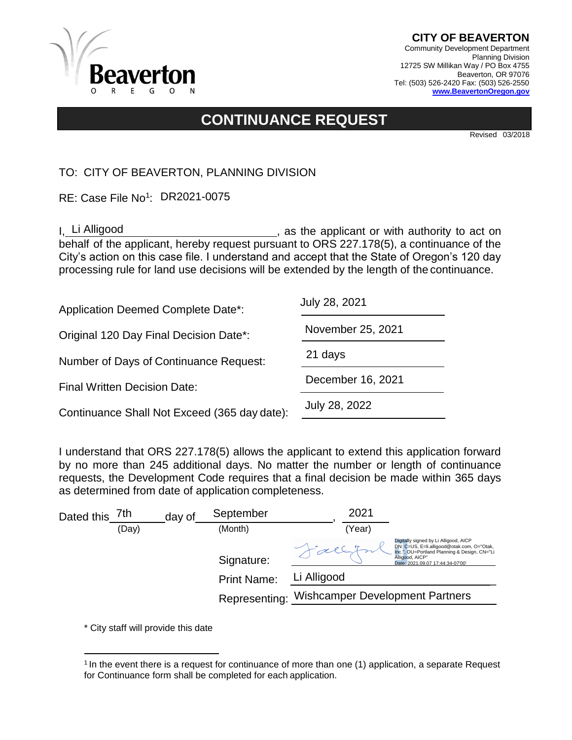**CITY OF BEAVERTON**
Community Development Department
Planning Division
12725 SW Millikan Way / PO Box 4755
Beaverton, OR 97076
Tel: (503) 526-2420 Fax: (503) 526-2550
**www.BeavertonOregon.gov**

# CONTINUANCE REQUEST

Revised 03/2018

TO: CITY OF BEAVERTON, PLANNING DIVISION

RE: Case File No[1]: DR2021-0075

I, Li Alligood, as the applicant or with authority to act on behalf of the applicant, hereby request pursuant to ORS 227.178(5), a continuance of the City's action on this case file. I understand and accept that the State of Oregon's 120 day processing rule for land use decisions will be extended by the length of the continuance.

| | |
|---|---|
| Application Deemed Complete Date*: | July 28, 2021 |
| Original 120 Day Final Decision Date*: | November 25, 2021 |
| Number of Days of Continuance Request: | 21 days |
| Final Written Decision Date: | December 16, 2021 |
| Continuance Shall Not Exceed (365 day date): | July 28, 2022 |

I understand that ORS 227.178(5) allows the applicant to extend this application forward by no more than 245 additional days. No matter the number or length of continuance requests, the Development Code requires that a final decision be made within 365 days as determined from date of application completeness.

Dated this 7th (Day) day of September (Month), 2021 (Year)

Signature: [signature] Digitally signed by Li Alligood, AICP DN: C=US, E=li.alligood@otak.com, O="Otak, Inc.", OU=Portland Planning & Design, CN="Li Alligood, AICP" Date: 2021.09.07 17:44:34-07'00'

Print Name: Li Alligood

Representing: Wishcamper Development Partners

\* City staff will provide this date

[1] In the event there is a request for continuance of more than one (1) application, a separate Request for Continuance form shall be completed for each application.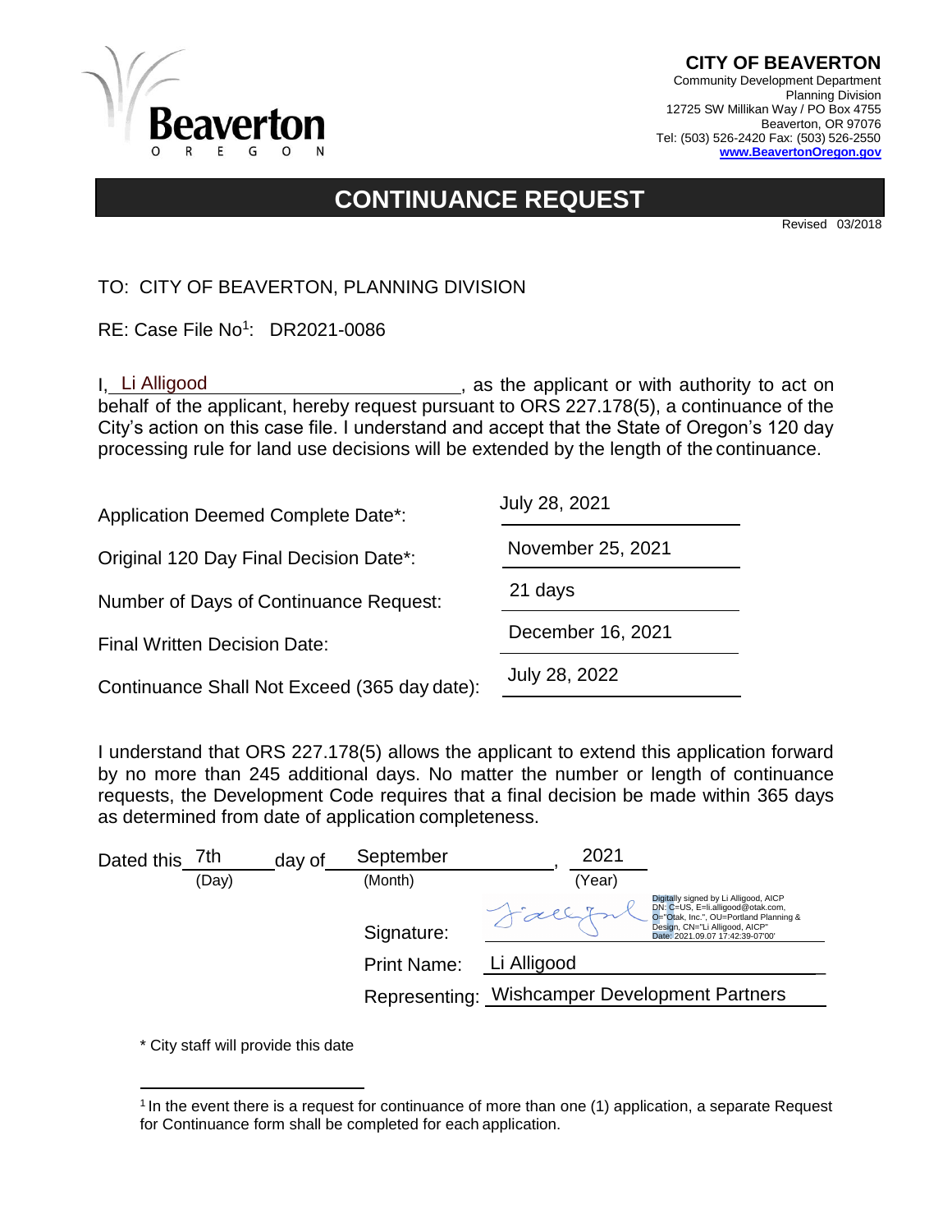**CITY OF BEAVERTON**
Community Development Department
Planning Division
12725 SW Millikan Way / PO Box 4755
Beaverton, OR 97076
Tel: (503) 526-2420 Fax: (503) 526-2550
www.BeavertonOregon.gov

# CONTINUANCE REQUEST

Revised 03/2018

TO: CITY OF BEAVERTON, PLANNING DIVISION

RE: Case File No[1]: DR2021-0086

I, Li Alligood, as the applicant or with authority to act on behalf of the applicant, hereby request pursuant to ORS 227.178(5), a continuance of the City's action on this case file. I understand and accept that the State of Oregon's 120 day processing rule for land use decisions will be extended by the length of the continuance.

| | |
|---|---|
| Application Deemed Complete Date*: | July 28, 2021 |
| Original 120 Day Final Decision Date*: | November 25, 2021 |
| Number of Days of Continuance Request: | 21 days |
| Final Written Decision Date: | December 16, 2021 |
| Continuance Shall Not Exceed (365 day date): | July 28, 2022 |

I understand that ORS 227.178(5) allows the applicant to extend this application forward by no more than 245 additional days. No matter the number or length of continuance requests, the Development Code requires that a final decision be made within 365 days as determined from date of application completeness.

Dated this 7th (Day) day of September (Month), 2021 (Year)

Signature: [signature] Digitally signed by Li Alligood, AICP DN: C=US, E=li.alligood@otak.com, O="Otak, Inc.", OU=Portland Planning & Design, CN="Li Alligood, AICP" Date: 2021.09.07 17:42:39-07'00'

Print Name: Li Alligood

Representing: Wishcamper Development Partners

\* City staff will provide this date

[1] In the event there is a request for continuance of more than one (1) application, a separate Request for Continuance form shall be completed for each application.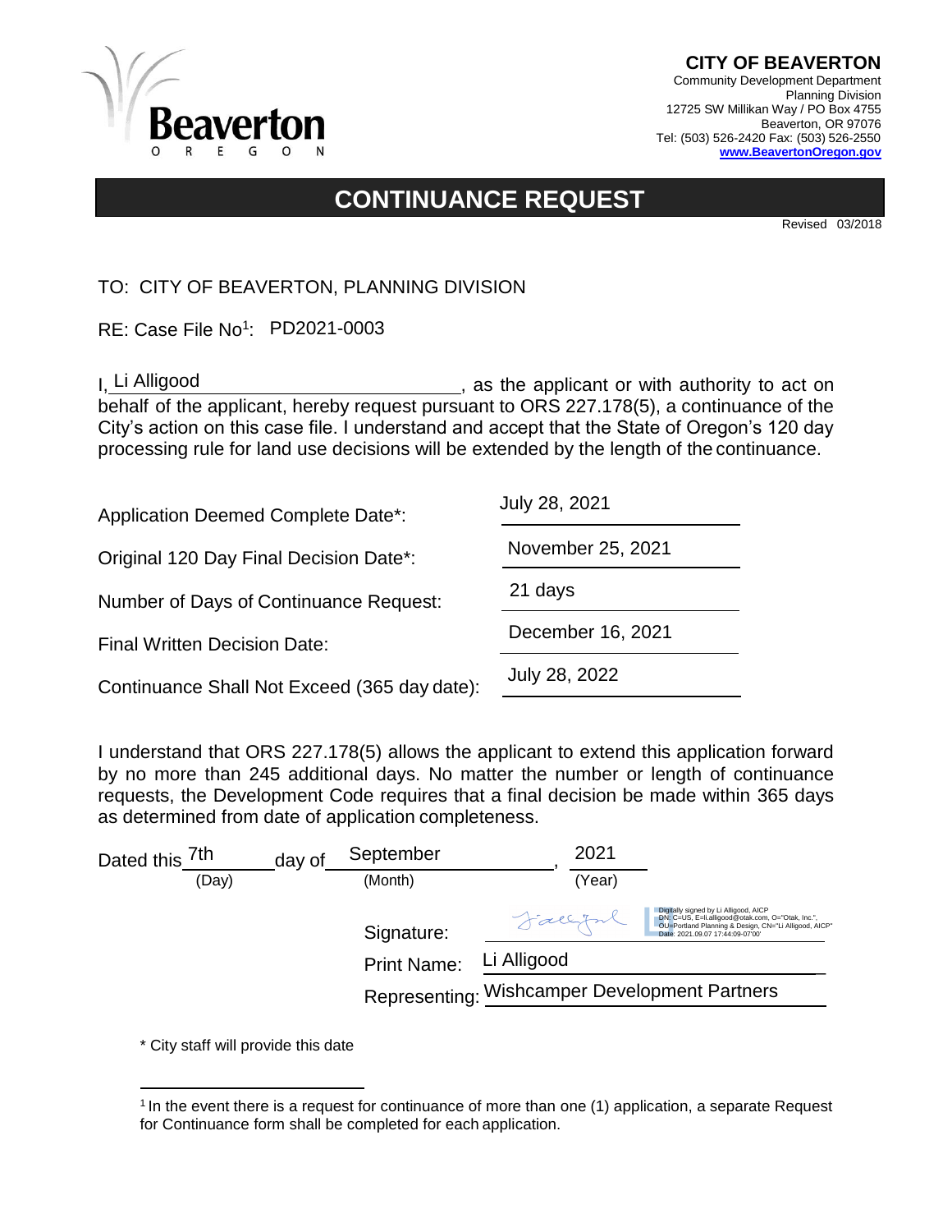**CITY OF BEAVERTON**
Community Development Department
Planning Division
12725 SW Millikan Way / PO Box 4755
Beaverton, OR 97076
Tel: (503) 526-2420 Fax: (503) 526-2550
**www.BeavertonOregon.gov**

# CONTINUANCE REQUEST

Revised 03/2018

TO: CITY OF BEAVERTON, PLANNING DIVISION

RE: Case File No[1]: PD2021-0003

I, Li Alligood, as the applicant or with authority to act on behalf of the applicant, hereby request pursuant to ORS 227.178(5), a continuance of the City's action on this case file. I understand and accept that the State of Oregon's 120 day processing rule for land use decisions will be extended by the length of the continuance.

| | |
|---|---|
| Application Deemed Complete Date*: | July 28, 2021 |
| Original 120 Day Final Decision Date*: | November 25, 2021 |
| Number of Days of Continuance Request: | 21 days |
| Final Written Decision Date: | December 16, 2021 |
| Continuance Shall Not Exceed (365 day date): | July 28, 2022 |

I understand that ORS 227.178(5) allows the applicant to extend this application forward by no more than 245 additional days. No matter the number or length of continuance requests, the Development Code requires that a final decision be made within 365 days as determined from date of application completeness.

Dated this 7th (Day) day of September (Month), 2021 (Year)

Signature: [signature] Digitally signed by Li Alligood, AICP DN: C=US, E=li.alligood@otak.com, O="Otak, Inc.", OU=Portland Planning & Design, CN="Li Alligood, AICP" Date: 2021.09.07 17:44:09-07'00'

Print Name: Li Alligood

Representing: Wishcamper Development Partners

\* City staff will provide this date

[1] In the event there is a request for continuance of more than one (1) application, a separate Request for Continuance form shall be completed for each application.